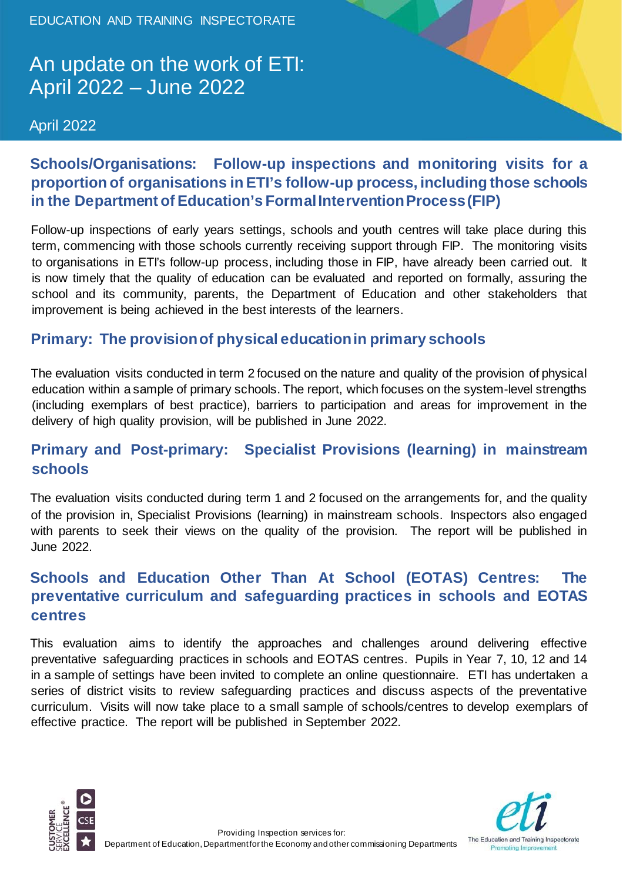EDUCATION AND TRAINING INSPECTORATE

# An update on the work of ETI: April 2022 – June 2022

April 2022

## Schools/Organisations: Follow-up inspections and monitoring visits for a proportion of organisations in ETI's follow-up process, including those schools in the Department of Education's Formal Intervention Process (FIP)

Follow-up inspections of early years settings, schools and youth centres will take place during this term, commencing with those schools currently receiving support through FIP. The monitoring visits to organisations in ETI's follow-up process, including those in FIP, have already been carried out. It is now timely that the quality of education can be evaluated and reported on formally, assuring the school and its community, parents, the Department of Education and other stakeholders that improvement is being achieved in the best interests of the learners.

## Primary: The provision of physical education in primary schools

The evaluation visits conducted in term 2 focused on the nature and quality of the provision of physical education within a sample of primary schools. The report, which focuses on the system-level strengths (including exemplars of best practice), barriers to participation and areas for improvement in the delivery of high quality provision, will be published in June 2022.

## Primary and Post-primary: Specialist Provisions (learning) in mainstream schools

The evaluation visits conducted during term 1 and 2 focused on the arrangements for, and the quality of the provision in, Specialist Provisions (learning) in mainstream schools. Inspectors also engaged with parents to seek their views on the quality of the provision. The report will be published in June 2022.

## Schools and Education Other Than At School (EOTAS) Centres: The preventative curriculum and safeguarding practices in schools and EOTAS centres

This evaluation aims to identify the approaches and challenges around delivering effective preventative safeguarding practices in schools and EOTAS centres. Pupils in Year 7, 10, 12 and 14 in a sample of settings have been invited to complete an online questionnaire. ETI has undertaken a series of district visits to review safeguarding practices and discuss aspects of the preventative curriculum. Visits will now take place to a small sample of schools/centres to develop exemplars of effective practice. The report will be published in September 2022.

Providing Inspection services for:
Department of Education, Department for the Economy and other commissioning Departments

The Education and Training Inspectorate
Promoting Improvement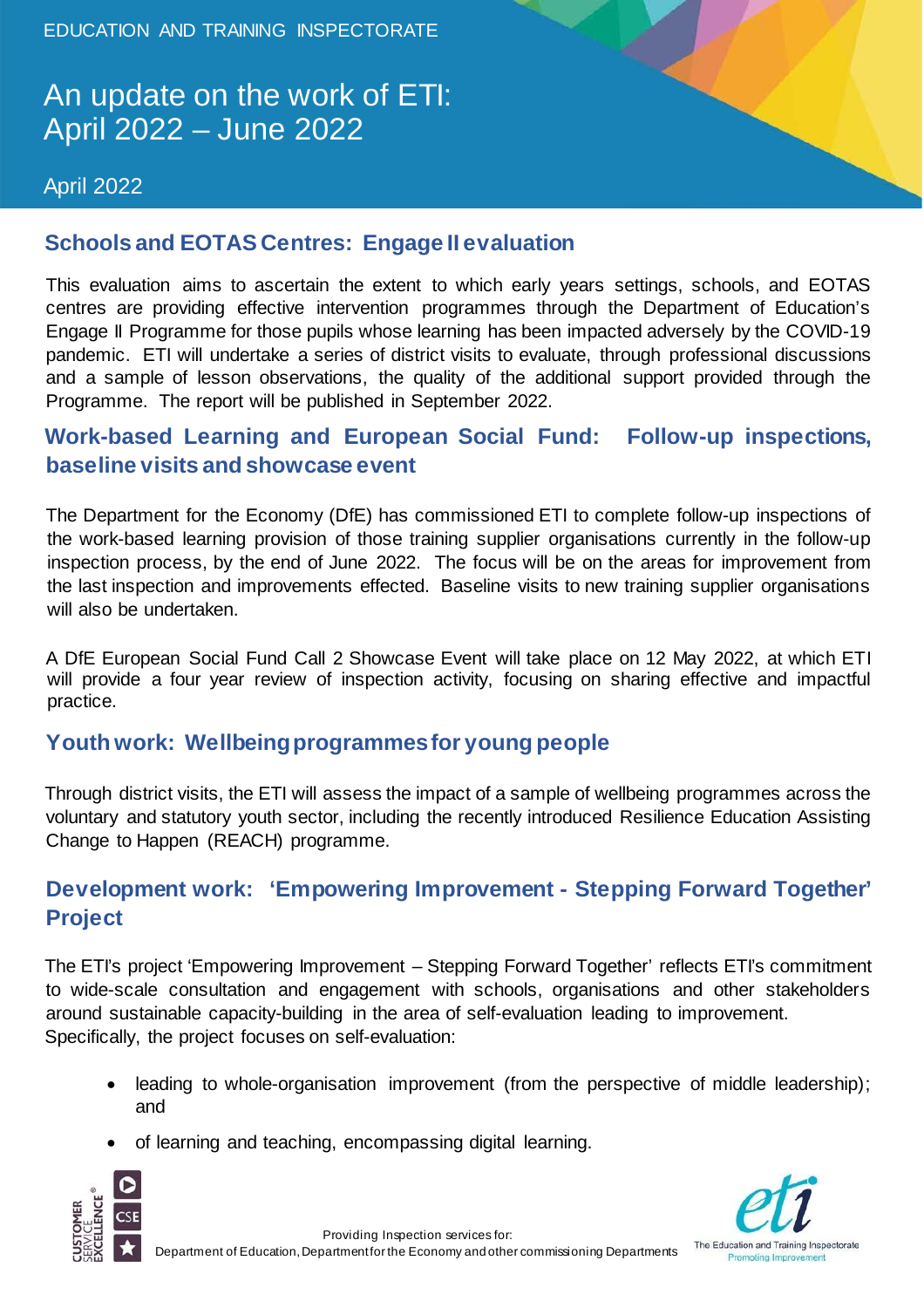EDUCATION AND TRAINING INSPECTORATE

# An update on the work of ETI: April 2022 – June 2022

April 2022

## Schools and EOTAS Centres: Engage II evaluation

This evaluation aims to ascertain the extent to which early years settings, schools, and EOTAS centres are providing effective intervention programmes through the Department of Education's Engage II Programme for those pupils whose learning has been impacted adversely by the COVID-19 pandemic. ETI will undertake a series of district visits to evaluate, through professional discussions and a sample of lesson observations, the quality of the additional support provided through the Programme. The report will be published in September 2022.

## Work-based Learning and European Social Fund: Follow-up inspections, baseline visits and showcase event

The Department for the Economy (DfE) has commissioned ETI to complete follow-up inspections of the work-based learning provision of those training supplier organisations currently in the follow-up inspection process, by the end of June 2022. The focus will be on the areas for improvement from the last inspection and improvements effected. Baseline visits to new training supplier organisations will also be undertaken.

A DfE European Social Fund Call 2 Showcase Event will take place on 12 May 2022, at which ETI will provide a four year review of inspection activity, focusing on sharing effective and impactful practice.

## Youth work: Wellbeing programmes for young people

Through district visits, the ETI will assess the impact of a sample of wellbeing programmes across the voluntary and statutory youth sector, including the recently introduced Resilience Education Assisting Change to Happen (REACH) programme.

## Development work: 'Empowering Improvement - Stepping Forward Together' Project

The ETI's project 'Empowering Improvement – Stepping Forward Together' reflects ETI's commitment to wide-scale consultation and engagement with schools, organisations and other stakeholders around sustainable capacity-building in the area of self-evaluation leading to improvement. Specifically, the project focuses on self-evaluation:

- leading to whole-organisation improvement (from the perspective of middle leadership); and
- of learning and teaching, encompassing digital learning.

Providing Inspection services for:
Department of Education, Department for the Economy and other commissioning Departments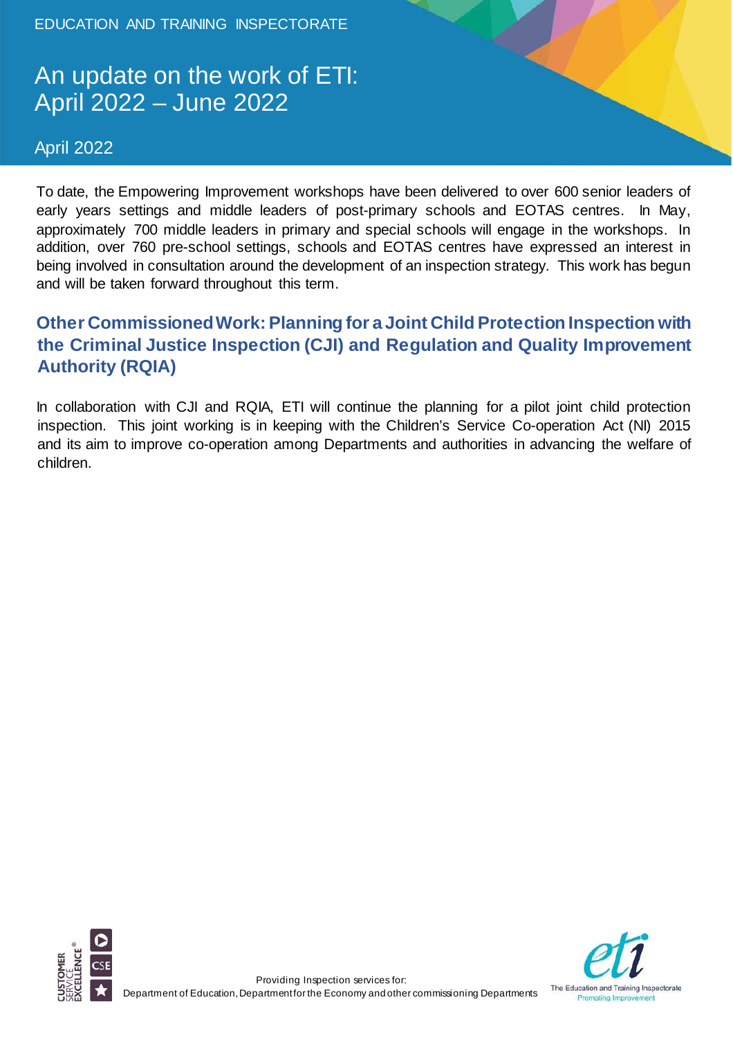To date, the Empowering Improvement workshops have been delivered to over 600 senior leaders of early years settings and middle leaders of post-primary schools and EOTAS centres. In May, approximately 700 middle leaders in primary and special schools will engage in the workshops. In addition, over 760 pre-school settings, schools and EOTAS centres have expressed an interest in being involved in consultation around the development of an inspection strategy. This work has begun and will be taken forward throughout this term.

## Other Commissioned Work: Planning for a Joint Child Protection Inspection with the Criminal Justice Inspection (CJI) and Regulation and Quality Improvement Authority (RQIA)

In collaboration with CJI and RQIA, ETI will continue the planning for a pilot joint child protection inspection. This joint working is in keeping with the Children's Service Co-operation Act (NI) 2015 and its aim to improve co-operation among Departments and authorities in advancing the welfare of children.

Providing Inspection services for:
Department of Education, Department for the Economy and other commissioning Departments